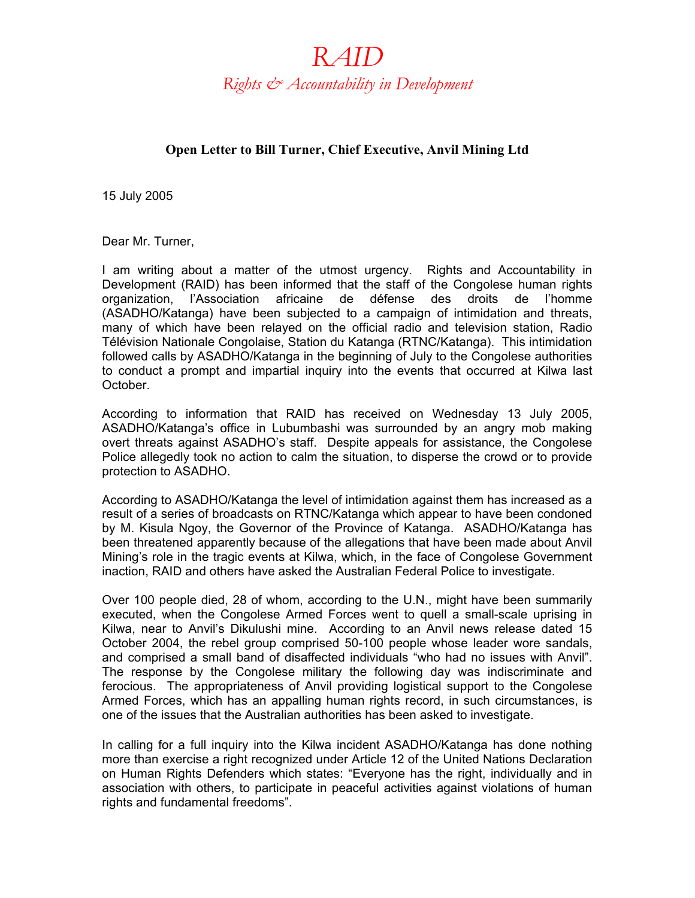# RAID

*Rights & Accountability in Development*

**Open Letter to Bill Turner, Chief Executive, Anvil Mining Ltd**

15 July 2005

Dear Mr. Turner,

I am writing about a matter of the utmost urgency. Rights and Accountability in Development (RAID) has been informed that the staff of the Congolese human rights organization, l'Association africaine de défense des droits de l'homme (ASADHO/Katanga) have been subjected to a campaign of intimidation and threats, many of which have been relayed on the official radio and television station, Radio Télévision Nationale Congolaise, Station du Katanga (RTNC/Katanga). This intimidation followed calls by ASADHO/Katanga in the beginning of July to the Congolese authorities to conduct a prompt and impartial inquiry into the events that occurred at Kilwa last October.

According to information that RAID has received on Wednesday 13 July 2005, ASADHO/Katanga's office in Lubumbashi was surrounded by an angry mob making overt threats against ASADHO's staff. Despite appeals for assistance, the Congolese Police allegedly took no action to calm the situation, to disperse the crowd or to provide protection to ASADHO.

According to ASADHO/Katanga the level of intimidation against them has increased as a result of a series of broadcasts on RTNC/Katanga which appear to have been condoned by M. Kisula Ngoy, the Governor of the Province of Katanga. ASADHO/Katanga has been threatened apparently because of the allegations that have been made about Anvil Mining's role in the tragic events at Kilwa, which, in the face of Congolese Government inaction, RAID and others have asked the Australian Federal Police to investigate.

Over 100 people died, 28 of whom, according to the U.N., might have been summarily executed, when the Congolese Armed Forces went to quell a small-scale uprising in Kilwa, near to Anvil's Dikulushi mine. According to an Anvil news release dated 15 October 2004, the rebel group comprised 50-100 people whose leader wore sandals, and comprised a small band of disaffected individuals "who had no issues with Anvil". The response by the Congolese military the following day was indiscriminate and ferocious. The appropriateness of Anvil providing logistical support to the Congolese Armed Forces, which has an appalling human rights record, in such circumstances, is one of the issues that the Australian authorities has been asked to investigate.

In calling for a full inquiry into the Kilwa incident ASADHO/Katanga has done nothing more than exercise a right recognized under Article 12 of the United Nations Declaration on Human Rights Defenders which states: "Everyone has the right, individually and in association with others, to participate in peaceful activities against violations of human rights and fundamental freedoms".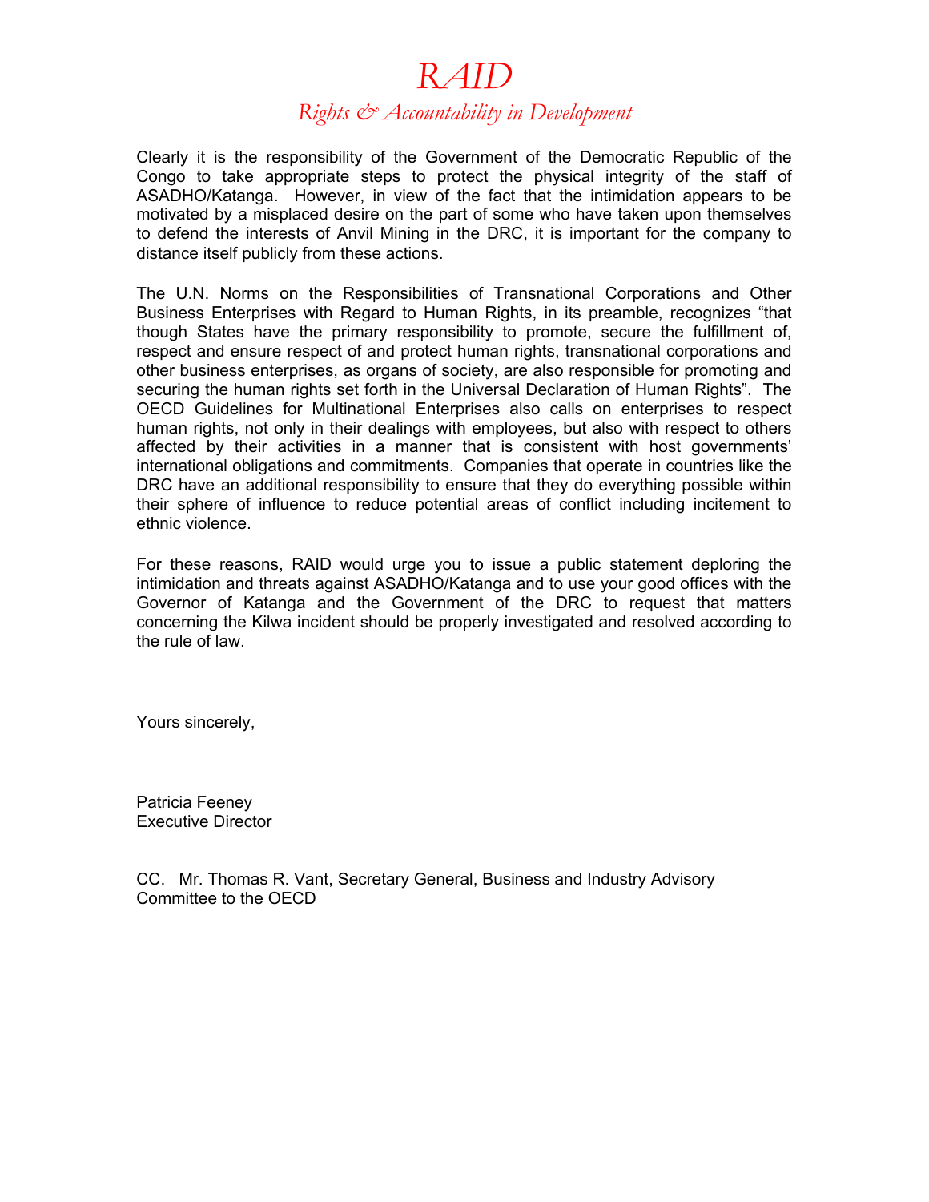# RAID

*Rights & Accountability in Development*

Clearly it is the responsibility of the Government of the Democratic Republic of the Congo to take appropriate steps to protect the physical integrity of the staff of ASADHO/Katanga. However, in view of the fact that the intimidation appears to be motivated by a misplaced desire on the part of some who have taken upon themselves to defend the interests of Anvil Mining in the DRC, it is important for the company to distance itself publicly from these actions.

The U.N. Norms on the Responsibilities of Transnational Corporations and Other Business Enterprises with Regard to Human Rights, in its preamble, recognizes "that though States have the primary responsibility to promote, secure the fulfillment of, respect and ensure respect of and protect human rights, transnational corporations and other business enterprises, as organs of society, are also responsible for promoting and securing the human rights set forth in the Universal Declaration of Human Rights". The OECD Guidelines for Multinational Enterprises also calls on enterprises to respect human rights, not only in their dealings with employees, but also with respect to others affected by their activities in a manner that is consistent with host governments' international obligations and commitments. Companies that operate in countries like the DRC have an additional responsibility to ensure that they do everything possible within their sphere of influence to reduce potential areas of conflict including incitement to ethnic violence.

For these reasons, RAID would urge you to issue a public statement deploring the intimidation and threats against ASADHO/Katanga and to use your good offices with the Governor of Katanga and the Government of the DRC to request that matters concerning the Kilwa incident should be properly investigated and resolved according to the rule of law.

Yours sincerely,

Patricia Feeney
Executive Director

CC. Mr. Thomas R. Vant, Secretary General, Business and Industry Advisory Committee to the OECD